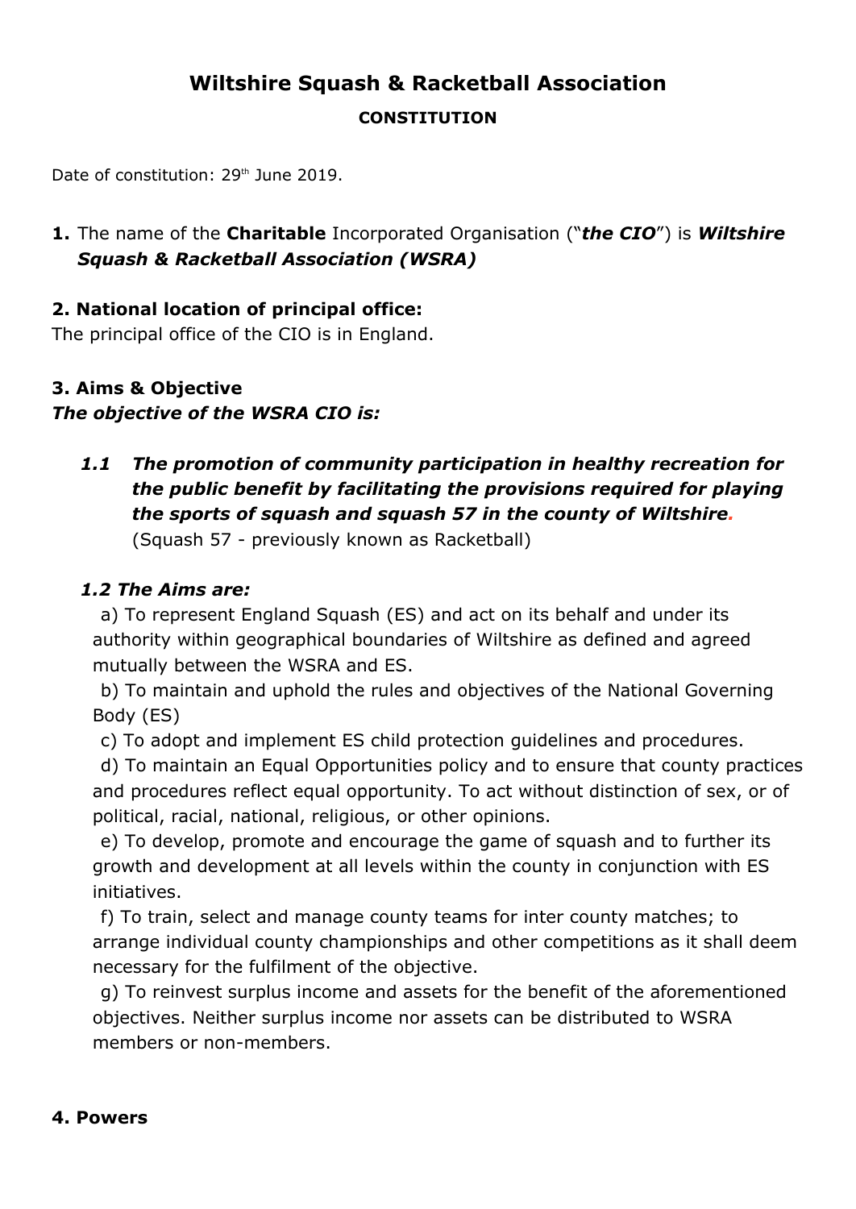# Wiltshire Squash & Racketball Association

**CONSTITUTION**

Date of constitution: 29th June 2019.

**1.** The name of the **Charitable** Incorporated Organisation ("***the CIO***") is ***Wiltshire Squash & Racketball Association (WSRA)***

## 2. National location of principal office:

The principal office of the CIO is in England.

## 3. Aims & Objective

***The objective of the WSRA CIO is:***

***1.1 The promotion of community participation in healthy recreation for the public benefit by facilitating the provisions required for playing the sports of squash and squash 57 in the county of Wiltshire.***
(Squash 57 - previously known as Racketball)

***1.2 The Aims are:***

a) To represent England Squash (ES) and act on its behalf and under its authority within geographical boundaries of Wiltshire as defined and agreed mutually between the WSRA and ES.

b) To maintain and uphold the rules and objectives of the National Governing Body (ES)

c) To adopt and implement ES child protection guidelines and procedures.

d) To maintain an Equal Opportunities policy and to ensure that county practices and procedures reflect equal opportunity. To act without distinction of sex, or of political, racial, national, religious, or other opinions.

e) To develop, promote and encourage the game of squash and to further its growth and development at all levels within the county in conjunction with ES initiatives.

f) To train, select and manage county teams for inter county matches; to arrange individual county championships and other competitions as it shall deem necessary for the fulfilment of the objective.

g) To reinvest surplus income and assets for the benefit of the aforementioned objectives. Neither surplus income nor assets can be distributed to WSRA members or non-members.

## 4. Powers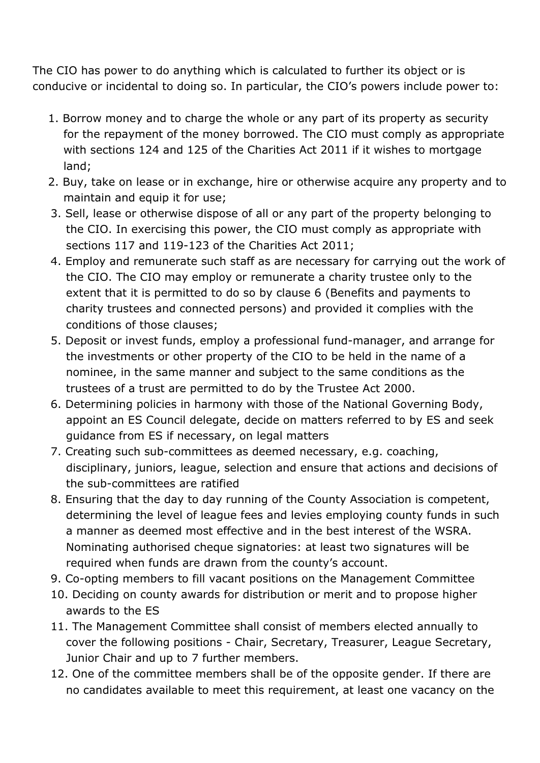The CIO has power to do anything which is calculated to further its object or is conducive or incidental to doing so. In particular, the CIO's powers include power to:

1. Borrow money and to charge the whole or any part of its property as security for the repayment of the money borrowed. The CIO must comply as appropriate with sections 124 and 125 of the Charities Act 2011 if it wishes to mortgage land;
2. Buy, take on lease or in exchange, hire or otherwise acquire any property and to maintain and equip it for use;
3. Sell, lease or otherwise dispose of all or any part of the property belonging to the CIO. In exercising this power, the CIO must comply as appropriate with sections 117 and 119-123 of the Charities Act 2011;
4. Employ and remunerate such staff as are necessary for carrying out the work of the CIO. The CIO may employ or remunerate a charity trustee only to the extent that it is permitted to do so by clause 6 (Benefits and payments to charity trustees and connected persons) and provided it complies with the conditions of those clauses;
5. Deposit or invest funds, employ a professional fund-manager, and arrange for the investments or other property of the CIO to be held in the name of a nominee, in the same manner and subject to the same conditions as the trustees of a trust are permitted to do by the Trustee Act 2000.
6. Determining policies in harmony with those of the National Governing Body, appoint an ES Council delegate, decide on matters referred to by ES and seek guidance from ES if necessary, on legal matters
7. Creating such sub-committees as deemed necessary, e.g. coaching, disciplinary, juniors, league, selection and ensure that actions and decisions of the sub-committees are ratified
8. Ensuring that the day to day running of the County Association is competent, determining the level of league fees and levies employing county funds in such a manner as deemed most effective and in the best interest of the WSRA. Nominating authorised cheque signatories: at least two signatures will be required when funds are drawn from the county's account.
9. Co-opting members to fill vacant positions on the Management Committee
10. Deciding on county awards for distribution or merit and to propose higher awards to the ES
11. The Management Committee shall consist of members elected annually to cover the following positions - Chair, Secretary, Treasurer, League Secretary, Junior Chair and up to 7 further members.
12. One of the committee members shall be of the opposite gender. If there are no candidates available to meet this requirement, at least one vacancy on the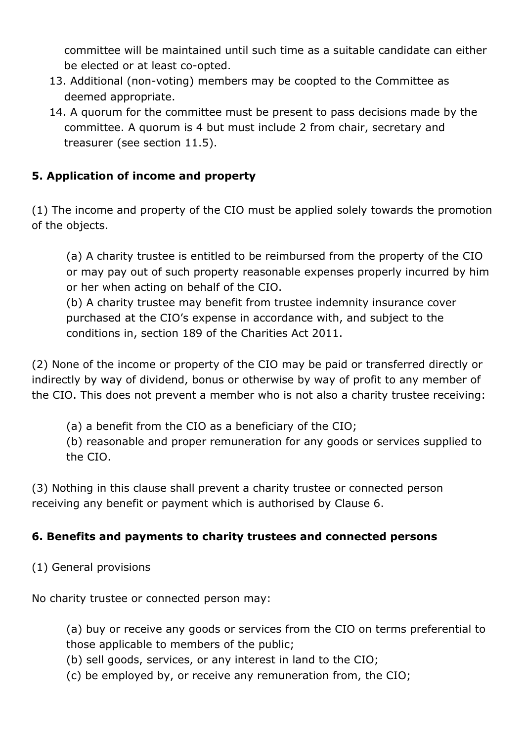committee will be maintained until such time as a suitable candidate can either be elected or at least co-opted.

13. Additional (non-voting) members may be coopted to the Committee as deemed appropriate.
14. A quorum for the committee must be present to pass decisions made by the committee. A quorum is 4 but must include 2 from chair, secretary and treasurer (see section 11.5).

**5. Application of income and property**

(1) The income and property of the CIO must be applied solely towards the promotion of the objects.

> (a) A charity trustee is entitled to be reimbursed from the property of the CIO or may pay out of such property reasonable expenses properly incurred by him or her when acting on behalf of the CIO.
> (b) A charity trustee may benefit from trustee indemnity insurance cover purchased at the CIO's expense in accordance with, and subject to the conditions in, section 189 of the Charities Act 2011.

(2) None of the income or property of the CIO may be paid or transferred directly or indirectly by way of dividend, bonus or otherwise by way of profit to any member of the CIO. This does not prevent a member who is not also a charity trustee receiving:

> (a) a benefit from the CIO as a beneficiary of the CIO;
> (b) reasonable and proper remuneration for any goods or services supplied to the CIO.

(3) Nothing in this clause shall prevent a charity trustee or connected person receiving any benefit or payment which is authorised by Clause 6.

**6. Benefits and payments to charity trustees and connected persons**

(1) General provisions

No charity trustee or connected person may:

> (a) buy or receive any goods or services from the CIO on terms preferential to those applicable to members of the public;
> (b) sell goods, services, or any interest in land to the CIO;
> (c) be employed by, or receive any remuneration from, the CIO;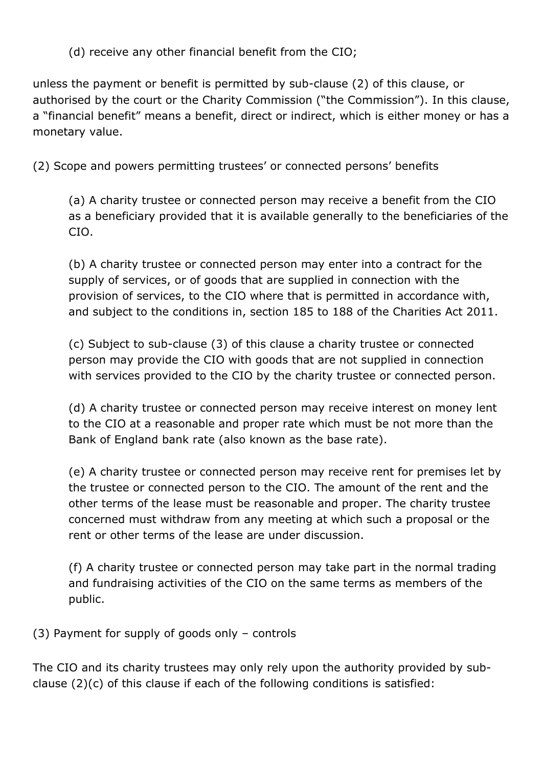(d) receive any other financial benefit from the CIO;

unless the payment or benefit is permitted by sub-clause (2) of this clause, or authorised by the court or the Charity Commission ("the Commission"). In this clause, a "financial benefit" means a benefit, direct or indirect, which is either money or has a monetary value.

(2) Scope and powers permitting trustees' or connected persons' benefits

(a) A charity trustee or connected person may receive a benefit from the CIO as a beneficiary provided that it is available generally to the beneficiaries of the CIO.

(b) A charity trustee or connected person may enter into a contract for the supply of services, or of goods that are supplied in connection with the provision of services, to the CIO where that is permitted in accordance with, and subject to the conditions in, section 185 to 188 of the Charities Act 2011.

(c) Subject to sub-clause (3) of this clause a charity trustee or connected person may provide the CIO with goods that are not supplied in connection with services provided to the CIO by the charity trustee or connected person.

(d) A charity trustee or connected person may receive interest on money lent to the CIO at a reasonable and proper rate which must be not more than the Bank of England bank rate (also known as the base rate).

(e) A charity trustee or connected person may receive rent for premises let by the trustee or connected person to the CIO. The amount of the rent and the other terms of the lease must be reasonable and proper. The charity trustee concerned must withdraw from any meeting at which such a proposal or the rent or other terms of the lease are under discussion.

(f) A charity trustee or connected person may take part in the normal trading and fundraising activities of the CIO on the same terms as members of the public.

(3) Payment for supply of goods only – controls

The CIO and its charity trustees may only rely upon the authority provided by sub-clause (2)(c) of this clause if each of the following conditions is satisfied: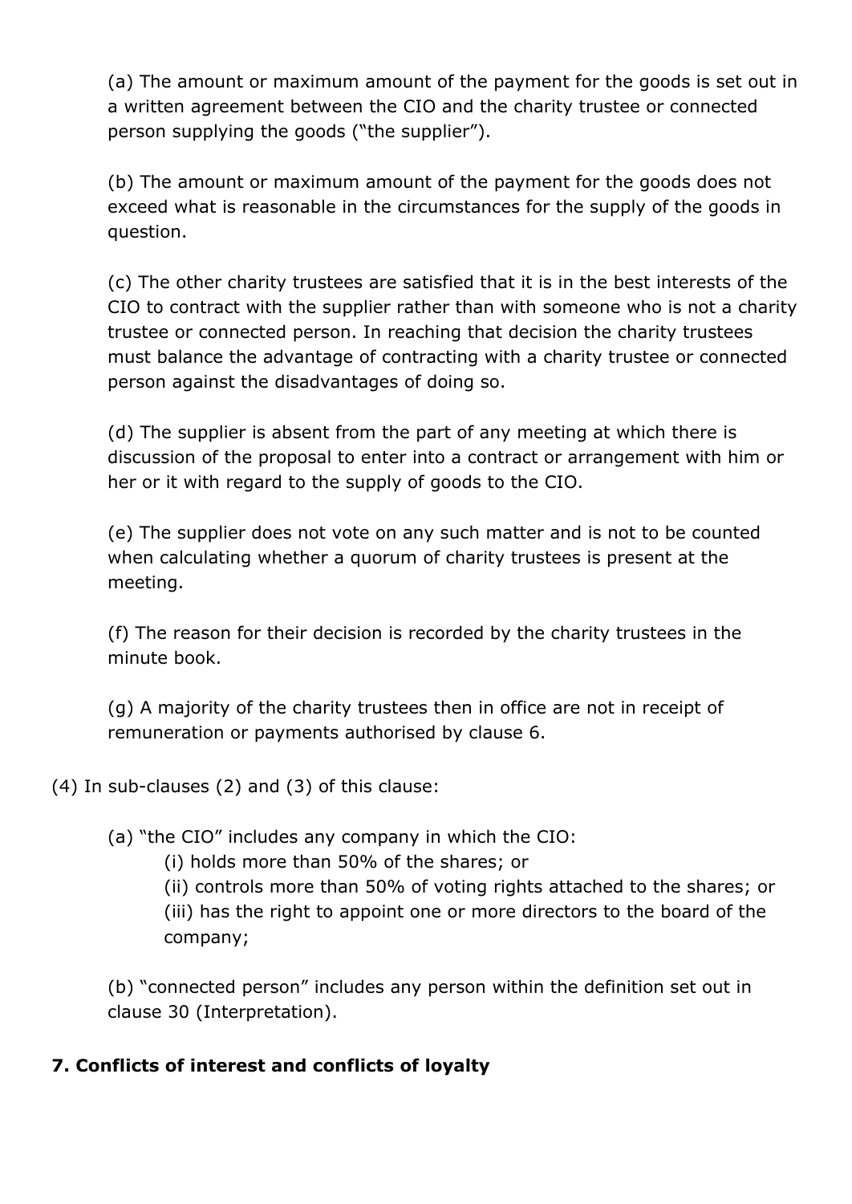(a) The amount or maximum amount of the payment for the goods is set out in a written agreement between the CIO and the charity trustee or connected person supplying the goods ("the supplier").

(b) The amount or maximum amount of the payment for the goods does not exceed what is reasonable in the circumstances for the supply of the goods in question.

(c) The other charity trustees are satisfied that it is in the best interests of the CIO to contract with the supplier rather than with someone who is not a charity trustee or connected person. In reaching that decision the charity trustees must balance the advantage of contracting with a charity trustee or connected person against the disadvantages of doing so.

(d) The supplier is absent from the part of any meeting at which there is discussion of the proposal to enter into a contract or arrangement with him or her or it with regard to the supply of goods to the CIO.

(e) The supplier does not vote on any such matter and is not to be counted when calculating whether a quorum of charity trustees is present at the meeting.

(f) The reason for their decision is recorded by the charity trustees in the minute book.

(g) A majority of the charity trustees then in office are not in receipt of remuneration or payments authorised by clause 6.

(4) In sub-clauses (2) and (3) of this clause:

(a) "the CIO" includes any company in which the CIO:
(i) holds more than 50% of the shares; or
(ii) controls more than 50% of voting rights attached to the shares; or
(iii) has the right to appoint one or more directors to the board of the company;

(b) "connected person" includes any person within the definition set out in clause 30 (Interpretation).

**7. Conflicts of interest and conflicts of loyalty**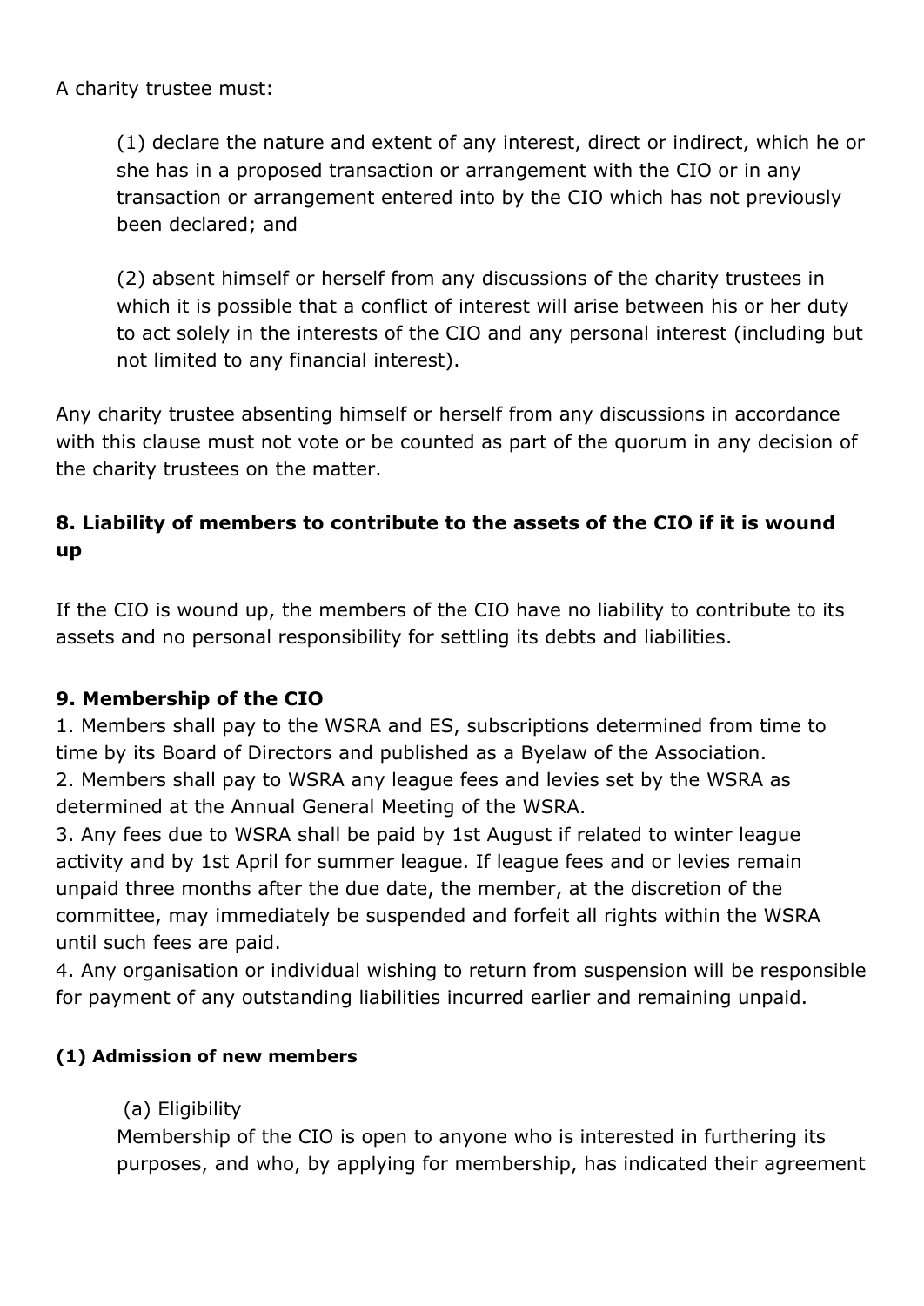A charity trustee must:

(1) declare the nature and extent of any interest, direct or indirect, which he or she has in a proposed transaction or arrangement with the CIO or in any transaction or arrangement entered into by the CIO which has not previously been declared; and

(2) absent himself or herself from any discussions of the charity trustees in which it is possible that a conflict of interest will arise between his or her duty to act solely in the interests of the CIO and any personal interest (including but not limited to any financial interest).

Any charity trustee absenting himself or herself from any discussions in accordance with this clause must not vote or be counted as part of the quorum in any decision of the charity trustees on the matter.

### 8. Liability of members to contribute to the assets of the CIO if it is wound up

If the CIO is wound up, the members of the CIO have no liability to contribute to its assets and no personal responsibility for settling its debts and liabilities.

### 9. Membership of the CIO

1. Members shall pay to the WSRA and ES, subscriptions determined from time to time by its Board of Directors and published as a Byelaw of the Association.
2. Members shall pay to WSRA any league fees and levies set by the WSRA as determined at the Annual General Meeting of the WSRA.
3. Any fees due to WSRA shall be paid by 1st August if related to winter league activity and by 1st April for summer league. If league fees and or levies remain unpaid three months after the due date, the member, at the discretion of the committee, may immediately be suspended and forfeit all rights within the WSRA until such fees are paid.
4. Any organisation or individual wishing to return from suspension will be responsible for payment of any outstanding liabilities incurred earlier and remaining unpaid.

#### (1) Admission of new members

(a) Eligibility

Membership of the CIO is open to anyone who is interested in furthering its purposes, and who, by applying for membership, has indicated their agreement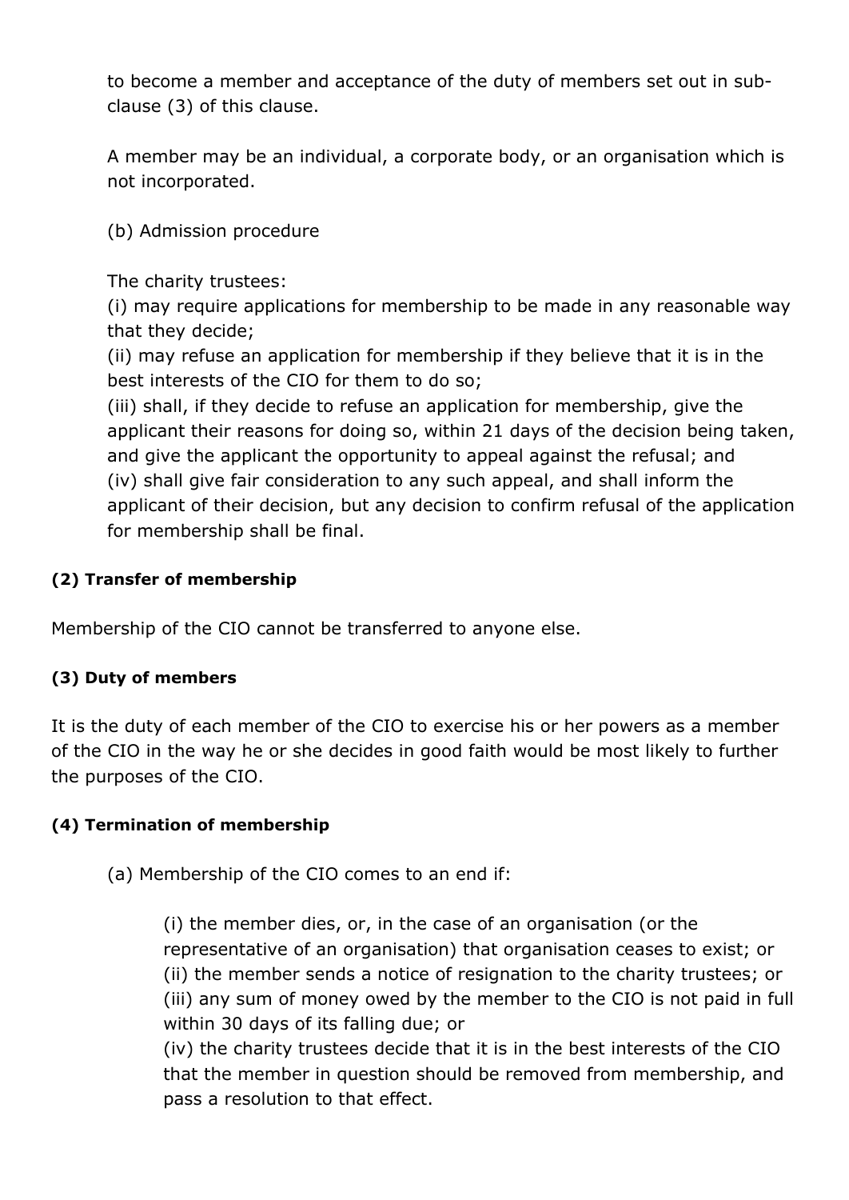to become a member and acceptance of the duty of members set out in sub-clause (3) of this clause.

A member may be an individual, a corporate body, or an organisation which is not incorporated.

(b) Admission procedure

The charity trustees:
(i) may require applications for membership to be made in any reasonable way that they decide;
(ii) may refuse an application for membership if they believe that it is in the best interests of the CIO for them to do so;
(iii) shall, if they decide to refuse an application for membership, give the applicant their reasons for doing so, within 21 days of the decision being taken, and give the applicant the opportunity to appeal against the refusal; and
(iv) shall give fair consideration to any such appeal, and shall inform the applicant of their decision, but any decision to confirm refusal of the application for membership shall be final.

**(2) Transfer of membership**

Membership of the CIO cannot be transferred to anyone else.

**(3) Duty of members**

It is the duty of each member of the CIO to exercise his or her powers as a member of the CIO in the way he or she decides in good faith would be most likely to further the purposes of the CIO.

**(4) Termination of membership**

(a) Membership of the CIO comes to an end if:

(i) the member dies, or, in the case of an organisation (or the representative of an organisation) that organisation ceases to exist; or
(ii) the member sends a notice of resignation to the charity trustees; or
(iii) any sum of money owed by the member to the CIO is not paid in full within 30 days of its falling due; or
(iv) the charity trustees decide that it is in the best interests of the CIO that the member in question should be removed from membership, and pass a resolution to that effect.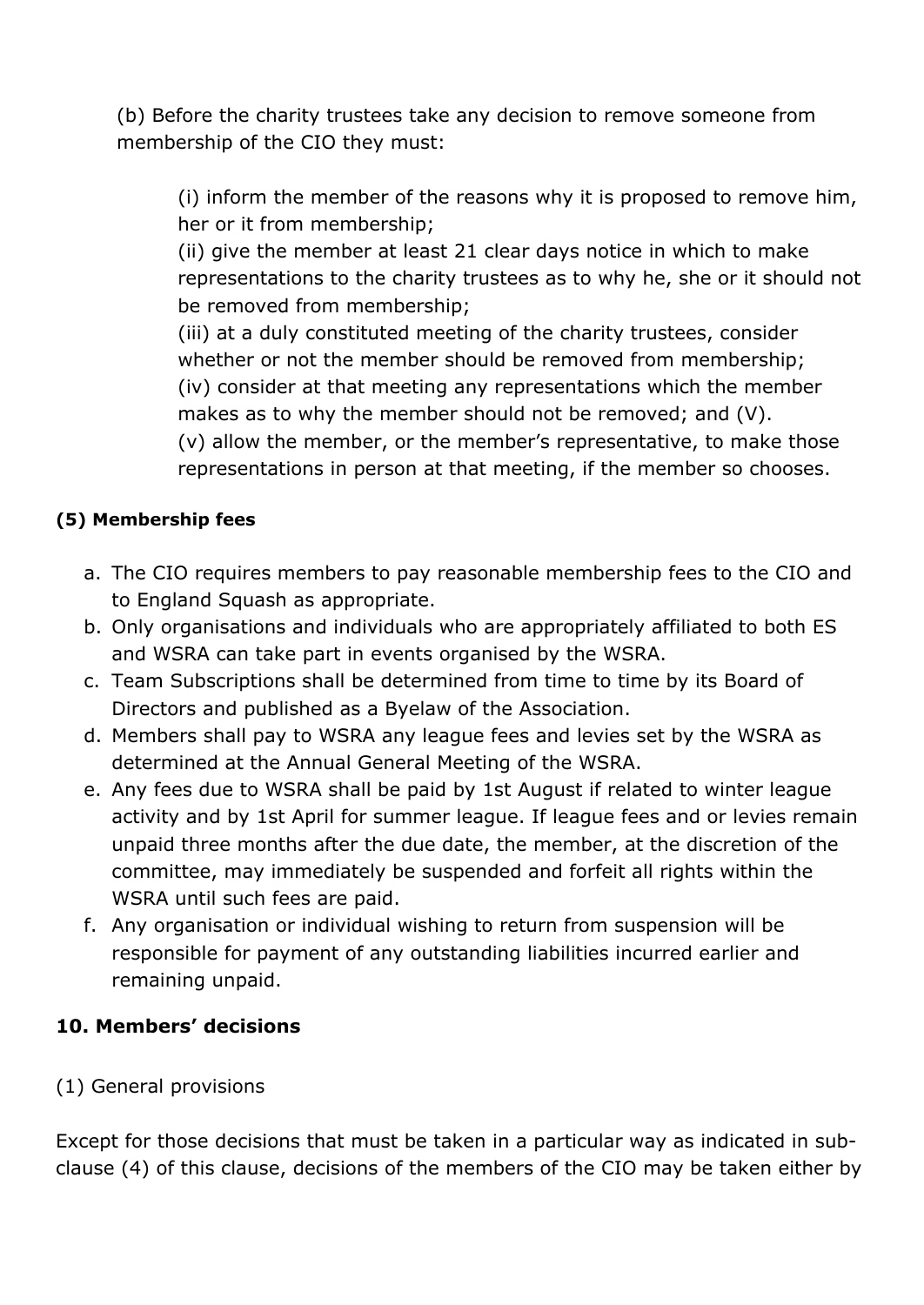(b) Before the charity trustees take any decision to remove someone from membership of the CIO they must:

(i) inform the member of the reasons why it is proposed to remove him, her or it from membership;
(ii) give the member at least 21 clear days notice in which to make representations to the charity trustees as to why he, she or it should not be removed from membership;
(iii) at a duly constituted meeting of the charity trustees, consider whether or not the member should be removed from membership;
(iv) consider at that meeting any representations which the member makes as to why the member should not be removed; and (V).
(v) allow the member, or the member's representative, to make those representations in person at that meeting, if the member so chooses.

**(5) Membership fees**

a. The CIO requires members to pay reasonable membership fees to the CIO and to England Squash as appropriate.
b. Only organisations and individuals who are appropriately affiliated to both ES and WSRA can take part in events organised by the WSRA.
c. Team Subscriptions shall be determined from time to time by its Board of Directors and published as a Byelaw of the Association.
d. Members shall pay to WSRA any league fees and levies set by the WSRA as determined at the Annual General Meeting of the WSRA.
e. Any fees due to WSRA shall be paid by 1st August if related to winter league activity and by 1st April for summer league. If league fees and or levies remain unpaid three months after the due date, the member, at the discretion of the committee, may immediately be suspended and forfeit all rights within the WSRA until such fees are paid.
f. Any organisation or individual wishing to return from suspension will be responsible for payment of any outstanding liabilities incurred earlier and remaining unpaid.

## 10. Members' decisions

(1) General provisions

Except for those decisions that must be taken in a particular way as indicated in sub-clause (4) of this clause, decisions of the members of the CIO may be taken either by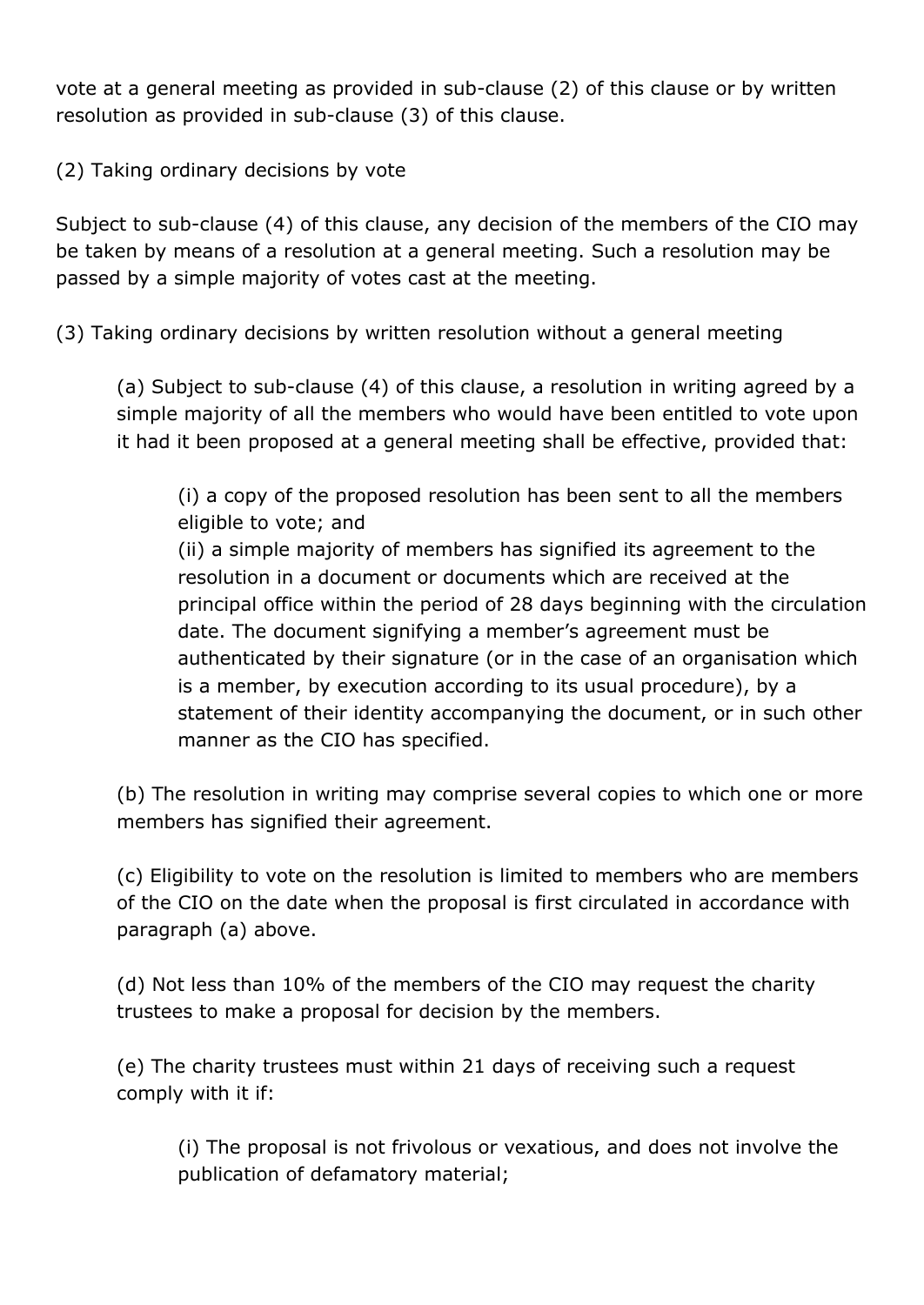vote at a general meeting as provided in sub-clause (2) of this clause or by written resolution as provided in sub-clause (3) of this clause.

(2) Taking ordinary decisions by vote

Subject to sub-clause (4) of this clause, any decision of the members of the CIO may be taken by means of a resolution at a general meeting. Such a resolution may be passed by a simple majority of votes cast at the meeting.

(3) Taking ordinary decisions by written resolution without a general meeting

> (a) Subject to sub-clause (4) of this clause, a resolution in writing agreed by a simple majority of all the members who would have been entitled to vote upon it had it been proposed at a general meeting shall be effective, provided that:
>
> > (i) a copy of the proposed resolution has been sent to all the members eligible to vote; and
> > (ii) a simple majority of members has signified its agreement to the resolution in a document or documents which are received at the principal office within the period of 28 days beginning with the circulation date. The document signifying a member's agreement must be authenticated by their signature (or in the case of an organisation which is a member, by execution according to its usual procedure), by a statement of their identity accompanying the document, or in such other manner as the CIO has specified.
>
> (b) The resolution in writing may comprise several copies to which one or more members has signified their agreement.
>
> (c) Eligibility to vote on the resolution is limited to members who are members of the CIO on the date when the proposal is first circulated in accordance with paragraph (a) above.
>
> (d) Not less than 10% of the members of the CIO may request the charity trustees to make a proposal for decision by the members.
>
> (e) The charity trustees must within 21 days of receiving such a request comply with it if:
>
> > (i) The proposal is not frivolous or vexatious, and does not involve the publication of defamatory material;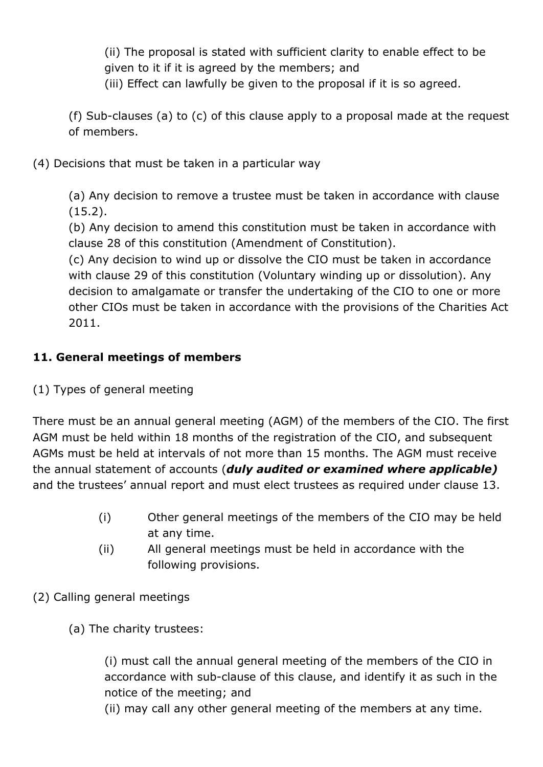(ii) The proposal is stated with sufficient clarity to enable effect to be given to it if it is agreed by the members; and

(iii) Effect can lawfully be given to the proposal if it is so agreed.

(f) Sub-clauses (a) to (c) of this clause apply to a proposal made at the request of members.

(4) Decisions that must be taken in a particular way

(a) Any decision to remove a trustee must be taken in accordance with clause (15.2).

(b) Any decision to amend this constitution must be taken in accordance with clause 28 of this constitution (Amendment of Constitution).

(c) Any decision to wind up or dissolve the CIO must be taken in accordance with clause 29 of this constitution (Voluntary winding up or dissolution). Any decision to amalgamate or transfer the undertaking of the CIO to one or more other CIOs must be taken in accordance with the provisions of the Charities Act 2011.

### 11. General meetings of members

(1) Types of general meeting

There must be an annual general meeting (AGM) of the members of the CIO. The first AGM must be held within 18 months of the registration of the CIO, and subsequent AGMs must be held at intervals of not more than 15 months. The AGM must receive the annual statement of accounts (***duly audited or examined where applicable)*** and the trustees' annual report and must elect trustees as required under clause 13.

(i) Other general meetings of the members of the CIO may be held at any time.

(ii) All general meetings must be held in accordance with the following provisions.

(2) Calling general meetings

(a) The charity trustees:

(i) must call the annual general meeting of the members of the CIO in accordance with sub-clause of this clause, and identify it as such in the notice of the meeting; and

(ii) may call any other general meeting of the members at any time.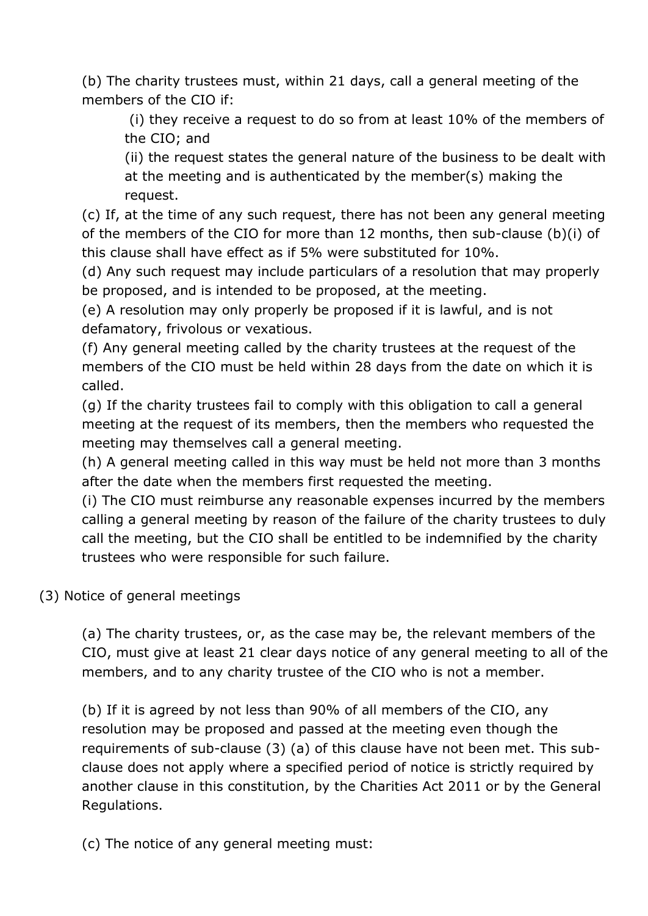(b) The charity trustees must, within 21 days, call a general meeting of the members of the CIO if:

(i) they receive a request to do so from at least 10% of the members of the CIO; and

(ii) the request states the general nature of the business to be dealt with at the meeting and is authenticated by the member(s) making the request.

(c) If, at the time of any such request, there has not been any general meeting of the members of the CIO for more than 12 months, then sub-clause (b)(i) of this clause shall have effect as if 5% were substituted for 10%.

(d) Any such request may include particulars of a resolution that may properly be proposed, and is intended to be proposed, at the meeting.

(e) A resolution may only properly be proposed if it is lawful, and is not defamatory, frivolous or vexatious.

(f) Any general meeting called by the charity trustees at the request of the members of the CIO must be held within 28 days from the date on which it is called.

(g) If the charity trustees fail to comply with this obligation to call a general meeting at the request of its members, then the members who requested the meeting may themselves call a general meeting.

(h) A general meeting called in this way must be held not more than 3 months after the date when the members first requested the meeting.

(i) The CIO must reimburse any reasonable expenses incurred by the members calling a general meeting by reason of the failure of the charity trustees to duly call the meeting, but the CIO shall be entitled to be indemnified by the charity trustees who were responsible for such failure.

(3) Notice of general meetings

(a) The charity trustees, or, as the case may be, the relevant members of the CIO, must give at least 21 clear days notice of any general meeting to all of the members, and to any charity trustee of the CIO who is not a member.

(b) If it is agreed by not less than 90% of all members of the CIO, any resolution may be proposed and passed at the meeting even though the requirements of sub-clause (3) (a) of this clause have not been met. This sub-clause does not apply where a specified period of notice is strictly required by another clause in this constitution, by the Charities Act 2011 or by the General Regulations.

(c) The notice of any general meeting must: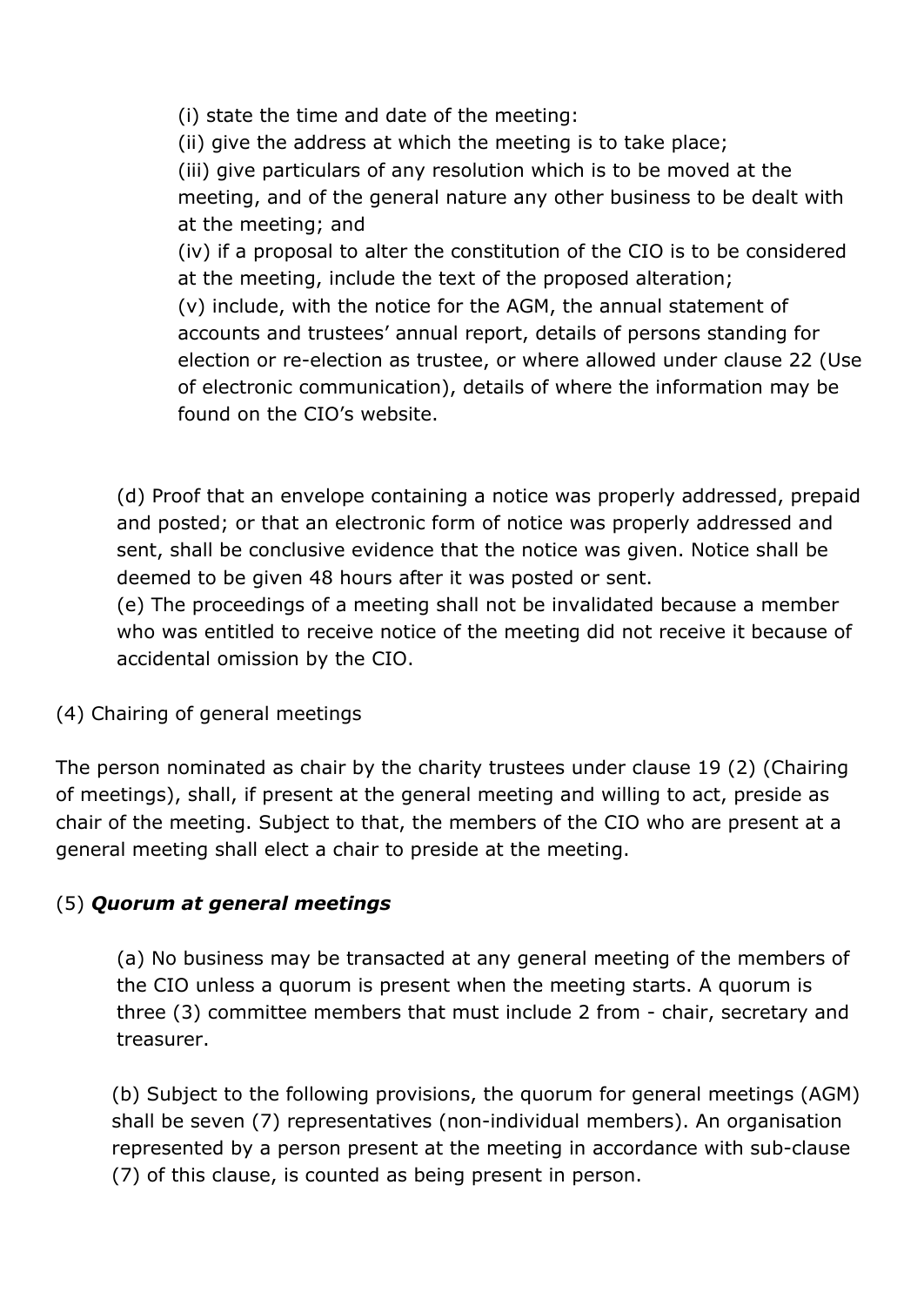(i) state the time and date of the meeting:
(ii) give the address at which the meeting is to take place;
(iii) give particulars of any resolution which is to be moved at the meeting, and of the general nature any other business to be dealt with at the meeting; and
(iv) if a proposal to alter the constitution of the CIO is to be considered at the meeting, include the text of the proposed alteration;
(v) include, with the notice for the AGM, the annual statement of accounts and trustees' annual report, details of persons standing for election or re-election as trustee, or where allowed under clause 22 (Use of electronic communication), details of where the information may be found on the CIO's website.

(d) Proof that an envelope containing a notice was properly addressed, prepaid and posted; or that an electronic form of notice was properly addressed and sent, shall be conclusive evidence that the notice was given. Notice shall be deemed to be given 48 hours after it was posted or sent.
(e) The proceedings of a meeting shall not be invalidated because a member who was entitled to receive notice of the meeting did not receive it because of accidental omission by the CIO.

(4) Chairing of general meetings

The person nominated as chair by the charity trustees under clause 19 (2) (Chairing of meetings), shall, if present at the general meeting and willing to act, preside as chair of the meeting. Subject to that, the members of the CIO who are present at a general meeting shall elect a chair to preside at the meeting.

(5) ***Quorum at general meetings***

(a) No business may be transacted at any general meeting of the members of the CIO unless a quorum is present when the meeting starts. A quorum is three (3) committee members that must include 2 from - chair, secretary and treasurer.

(b) Subject to the following provisions, the quorum for general meetings (AGM) shall be seven (7) representatives (non-individual members). An organisation represented by a person present at the meeting in accordance with sub-clause (7) of this clause, is counted as being present in person.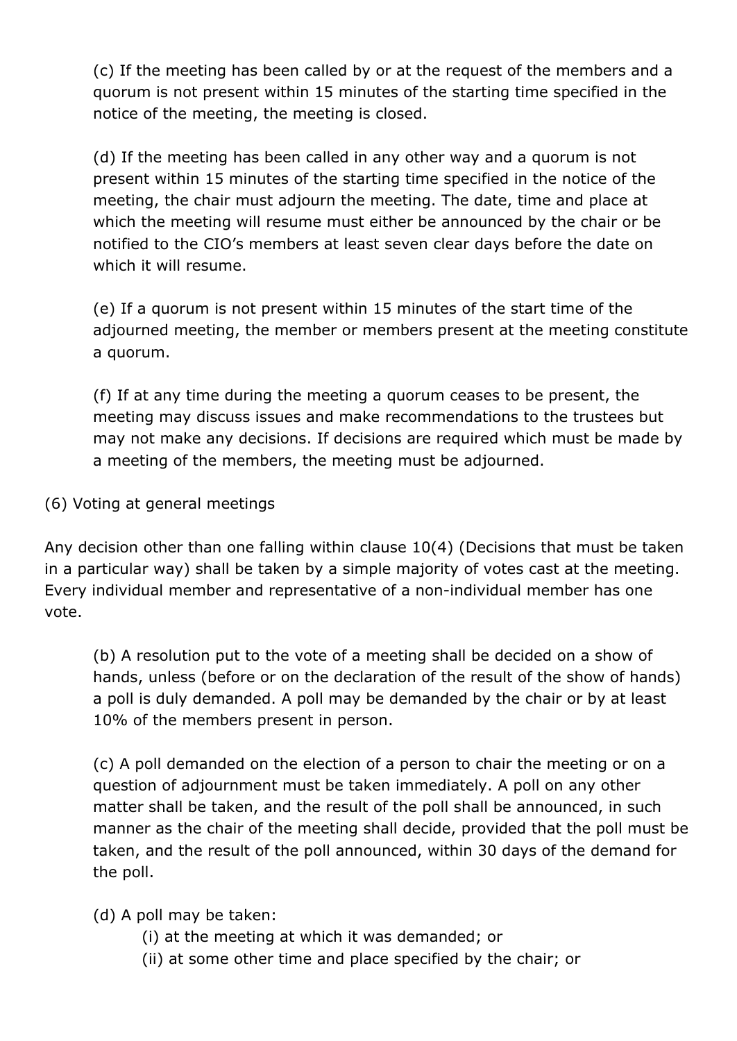(c) If the meeting has been called by or at the request of the members and a quorum is not present within 15 minutes of the starting time specified in the notice of the meeting, the meeting is closed.

(d) If the meeting has been called in any other way and a quorum is not present within 15 minutes of the starting time specified in the notice of the meeting, the chair must adjourn the meeting. The date, time and place at which the meeting will resume must either be announced by the chair or be notified to the CIO's members at least seven clear days before the date on which it will resume.

(e) If a quorum is not present within 15 minutes of the start time of the adjourned meeting, the member or members present at the meeting constitute a quorum.

(f) If at any time during the meeting a quorum ceases to be present, the meeting may discuss issues and make recommendations to the trustees but may not make any decisions. If decisions are required which must be made by a meeting of the members, the meeting must be adjourned.

(6) Voting at general meetings

Any decision other than one falling within clause 10(4) (Decisions that must be taken in a particular way) shall be taken by a simple majority of votes cast at the meeting. Every individual member and representative of a non-individual member has one vote.

(b) A resolution put to the vote of a meeting shall be decided on a show of hands, unless (before or on the declaration of the result of the show of hands) a poll is duly demanded. A poll may be demanded by the chair or by at least 10% of the members present in person.

(c) A poll demanded on the election of a person to chair the meeting or on a question of adjournment must be taken immediately. A poll on any other matter shall be taken, and the result of the poll shall be announced, in such manner as the chair of the meeting shall decide, provided that the poll must be taken, and the result of the poll announced, within 30 days of the demand for the poll.

(d) A poll may be taken:

(i) at the meeting at which it was demanded; or

(ii) at some other time and place specified by the chair; or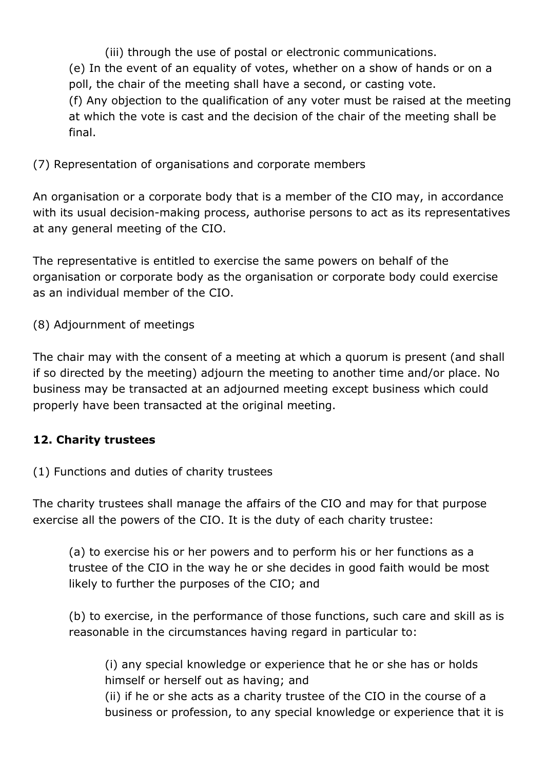(iii) through the use of postal or electronic communications.

(e) In the event of an equality of votes, whether on a show of hands or on a poll, the chair of the meeting shall have a second, or casting vote.

(f) Any objection to the qualification of any voter must be raised at the meeting at which the vote is cast and the decision of the chair of the meeting shall be final.

(7) Representation of organisations and corporate members

An organisation or a corporate body that is a member of the CIO may, in accordance with its usual decision-making process, authorise persons to act as its representatives at any general meeting of the CIO.

The representative is entitled to exercise the same powers on behalf of the organisation or corporate body as the organisation or corporate body could exercise as an individual member of the CIO.

(8) Adjournment of meetings

The chair may with the consent of a meeting at which a quorum is present (and shall if so directed by the meeting) adjourn the meeting to another time and/or place. No business may be transacted at an adjourned meeting except business which could properly have been transacted at the original meeting.

**12. Charity trustees**

(1) Functions and duties of charity trustees

The charity trustees shall manage the affairs of the CIO and may for that purpose exercise all the powers of the CIO. It is the duty of each charity trustee:

(a) to exercise his or her powers and to perform his or her functions as a trustee of the CIO in the way he or she decides in good faith would be most likely to further the purposes of the CIO; and

(b) to exercise, in the performance of those functions, such care and skill as is reasonable in the circumstances having regard in particular to:

(i) any special knowledge or experience that he or she has or holds himself or herself out as having; and

(ii) if he or she acts as a charity trustee of the CIO in the course of a business or profession, to any special knowledge or experience that it is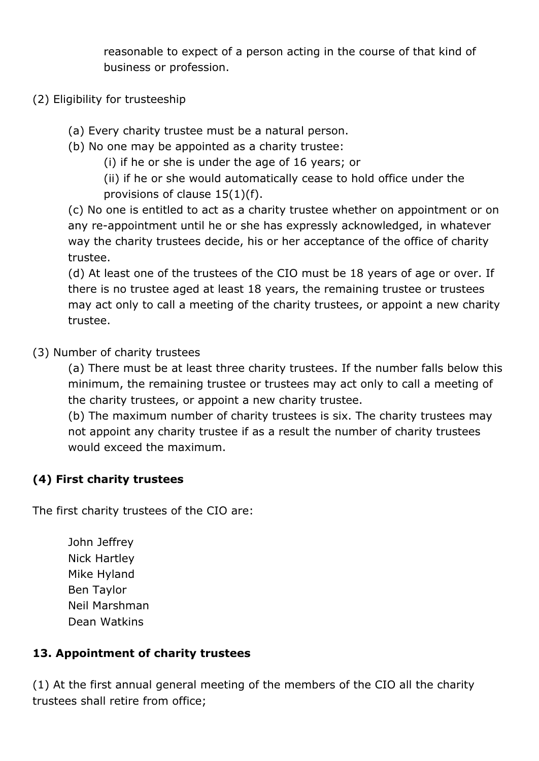reasonable to expect of a person acting in the course of that kind of business or profession.

(2) Eligibility for trusteeship

(a) Every charity trustee must be a natural person.

(b) No one may be appointed as a charity trustee:

(i) if he or she is under the age of 16 years; or

(ii) if he or she would automatically cease to hold office under the provisions of clause 15(1)(f).

(c) No one is entitled to act as a charity trustee whether on appointment or on any re-appointment until he or she has expressly acknowledged, in whatever way the charity trustees decide, his or her acceptance of the office of charity trustee.

(d) At least one of the trustees of the CIO must be 18 years of age or over. If there is no trustee aged at least 18 years, the remaining trustee or trustees may act only to call a meeting of the charity trustees, or appoint a new charity trustee.

(3) Number of charity trustees

(a) There must be at least three charity trustees. If the number falls below this minimum, the remaining trustee or trustees may act only to call a meeting of the charity trustees, or appoint a new charity trustee.

(b) The maximum number of charity trustees is six. The charity trustees may not appoint any charity trustee if as a result the number of charity trustees would exceed the maximum.

**(4) First charity trustees**

The first charity trustees of the CIO are:

John Jeffrey
Nick Hartley
Mike Hyland
Ben Taylor
Neil Marshman
Dean Watkins

**13. Appointment of charity trustees**

(1) At the first annual general meeting of the members of the CIO all the charity trustees shall retire from office;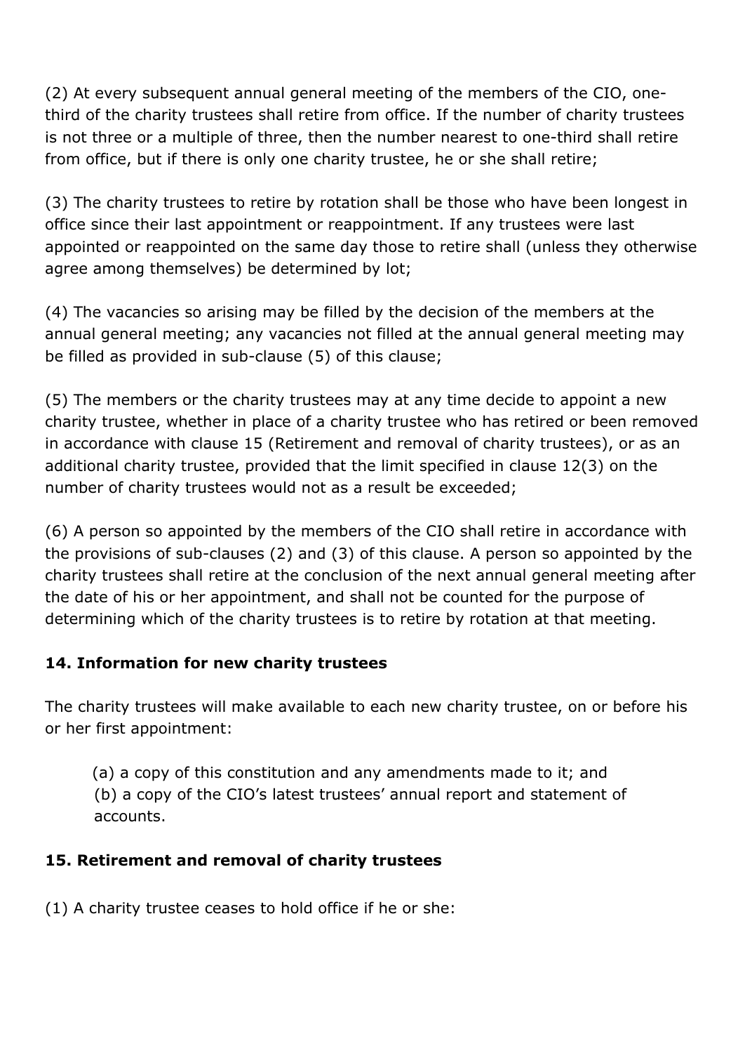(2) At every subsequent annual general meeting of the members of the CIO, one-third of the charity trustees shall retire from office. If the number of charity trustees is not three or a multiple of three, then the number nearest to one-third shall retire from office, but if there is only one charity trustee, he or she shall retire;

(3) The charity trustees to retire by rotation shall be those who have been longest in office since their last appointment or reappointment. If any trustees were last appointed or reappointed on the same day those to retire shall (unless they otherwise agree among themselves) be determined by lot;

(4) The vacancies so arising may be filled by the decision of the members at the annual general meeting; any vacancies not filled at the annual general meeting may be filled as provided in sub-clause (5) of this clause;

(5) The members or the charity trustees may at any time decide to appoint a new charity trustee, whether in place of a charity trustee who has retired or been removed in accordance with clause 15 (Retirement and removal of charity trustees), or as an additional charity trustee, provided that the limit specified in clause 12(3) on the number of charity trustees would not as a result be exceeded;

(6) A person so appointed by the members of the CIO shall retire in accordance with the provisions of sub-clauses (2) and (3) of this clause. A person so appointed by the charity trustees shall retire at the conclusion of the next annual general meeting after the date of his or her appointment, and shall not be counted for the purpose of determining which of the charity trustees is to retire by rotation at that meeting.

### 14. Information for new charity trustees

The charity trustees will make available to each new charity trustee, on or before his or her first appointment:

(a) a copy of this constitution and any amendments made to it; and
(b) a copy of the CIO's latest trustees' annual report and statement of accounts.

### 15. Retirement and removal of charity trustees

(1) A charity trustee ceases to hold office if he or she: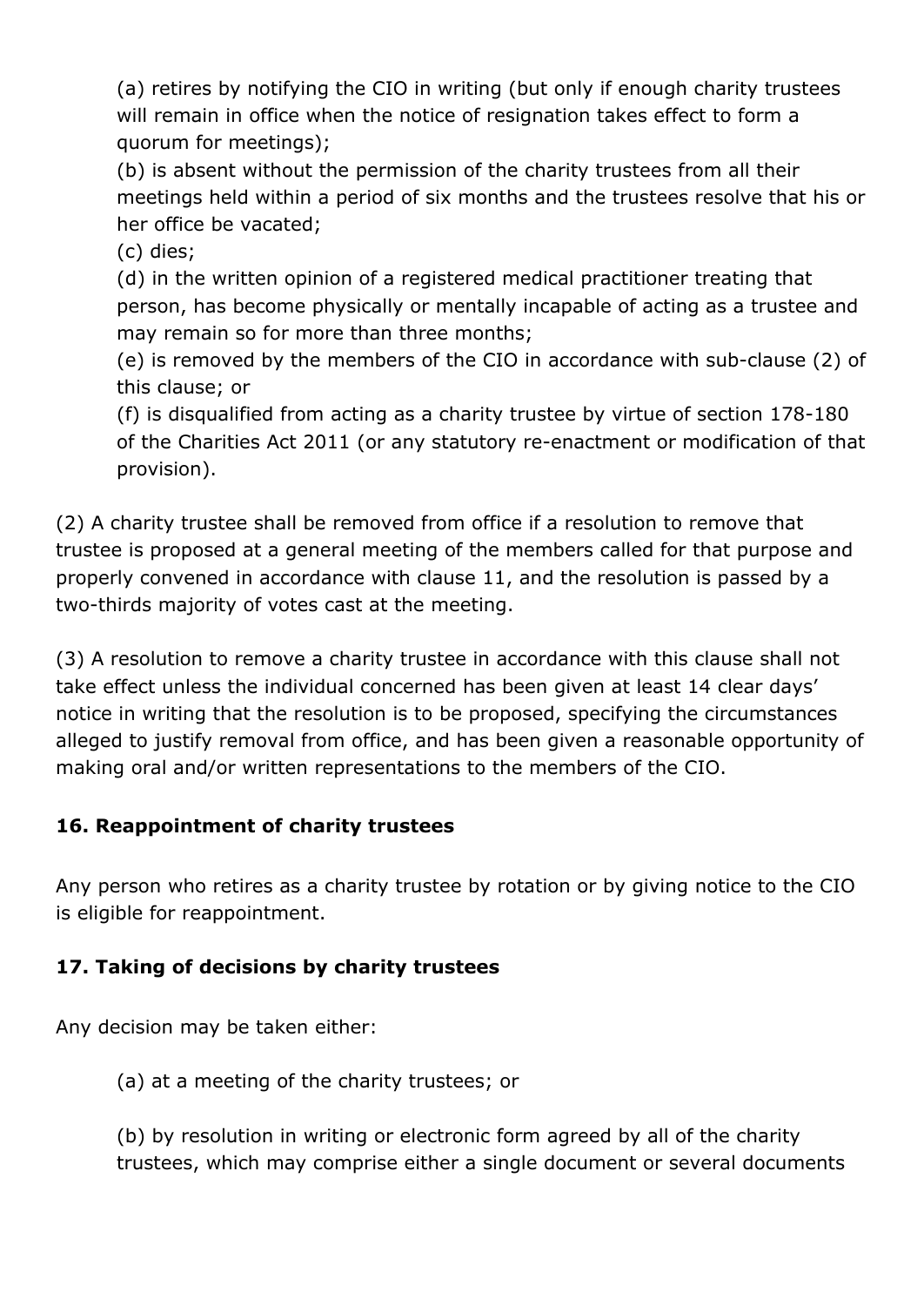(a) retires by notifying the CIO in writing (but only if enough charity trustees will remain in office when the notice of resignation takes effect to form a quorum for meetings);

(b) is absent without the permission of the charity trustees from all their meetings held within a period of six months and the trustees resolve that his or her office be vacated;

(c) dies;

(d) in the written opinion of a registered medical practitioner treating that person, has become physically or mentally incapable of acting as a trustee and may remain so for more than three months;

(e) is removed by the members of the CIO in accordance with sub-clause (2) of this clause; or

(f) is disqualified from acting as a charity trustee by virtue of section 178-180 of the Charities Act 2011 (or any statutory re-enactment or modification of that provision).

(2) A charity trustee shall be removed from office if a resolution to remove that trustee is proposed at a general meeting of the members called for that purpose and properly convened in accordance with clause 11, and the resolution is passed by a two-thirds majority of votes cast at the meeting.

(3) A resolution to remove a charity trustee in accordance with this clause shall not take effect unless the individual concerned has been given at least 14 clear days' notice in writing that the resolution is to be proposed, specifying the circumstances alleged to justify removal from office, and has been given a reasonable opportunity of making oral and/or written representations to the members of the CIO.

### 16. Reappointment of charity trustees

Any person who retires as a charity trustee by rotation or by giving notice to the CIO is eligible for reappointment.

### 17. Taking of decisions by charity trustees

Any decision may be taken either:

(a) at a meeting of the charity trustees; or

(b) by resolution in writing or electronic form agreed by all of the charity trustees, which may comprise either a single document or several documents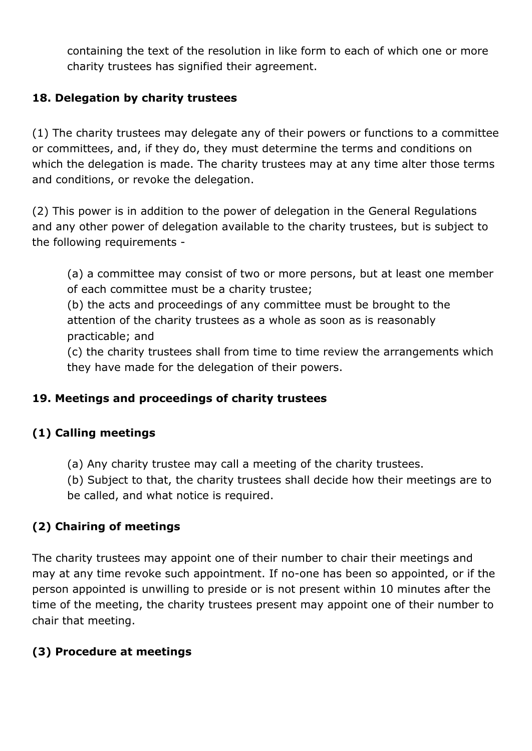containing the text of the resolution in like form to each of which one or more charity trustees has signified their agreement.

### 18. Delegation by charity trustees

(1) The charity trustees may delegate any of their powers or functions to a committee or committees, and, if they do, they must determine the terms and conditions on which the delegation is made. The charity trustees may at any time alter those terms and conditions, or revoke the delegation.

(2) This power is in addition to the power of delegation in the General Regulations and any other power of delegation available to the charity trustees, but is subject to the following requirements -

> (a) a committee may consist of two or more persons, but at least one member of each committee must be a charity trustee;
> (b) the acts and proceedings of any committee must be brought to the attention of the charity trustees as a whole as soon as is reasonably practicable; and
> (c) the charity trustees shall from time to time review the arrangements which they have made for the delegation of their powers.

### 19. Meetings and proceedings of charity trustees

### (1) Calling meetings

> (a) Any charity trustee may call a meeting of the charity trustees.
> (b) Subject to that, the charity trustees shall decide how their meetings are to be called, and what notice is required.

### (2) Chairing of meetings

The charity trustees may appoint one of their number to chair their meetings and may at any time revoke such appointment. If no-one has been so appointed, or if the person appointed is unwilling to preside or is not present within 10 minutes after the time of the meeting, the charity trustees present may appoint one of their number to chair that meeting.

### (3) Procedure at meetings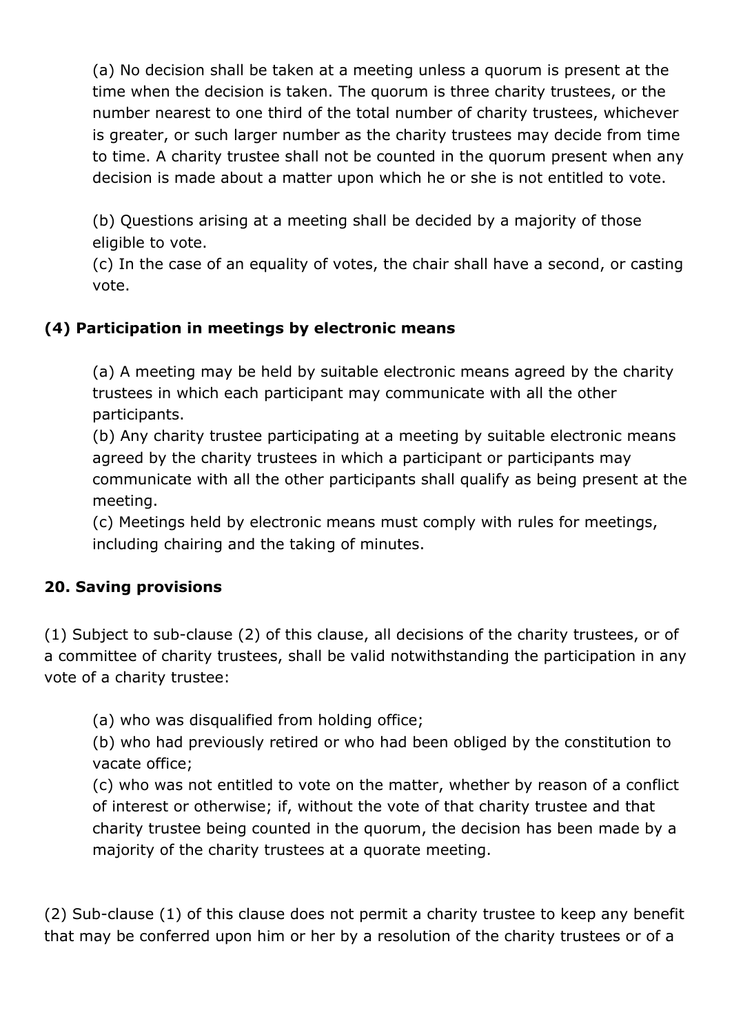(a) No decision shall be taken at a meeting unless a quorum is present at the time when the decision is taken. The quorum is three charity trustees, or the number nearest to one third of the total number of charity trustees, whichever is greater, or such larger number as the charity trustees may decide from time to time. A charity trustee shall not be counted in the quorum present when any decision is made about a matter upon which he or she is not entitled to vote.

(b) Questions arising at a meeting shall be decided by a majority of those eligible to vote.
(c) In the case of an equality of votes, the chair shall have a second, or casting vote.

### (4) Participation in meetings by electronic means

(a) A meeting may be held by suitable electronic means agreed by the charity trustees in which each participant may communicate with all the other participants.
(b) Any charity trustee participating at a meeting by suitable electronic means agreed by the charity trustees in which a participant or participants may communicate with all the other participants shall qualify as being present at the meeting.
(c) Meetings held by electronic means must comply with rules for meetings, including chairing and the taking of minutes.

## 20. Saving provisions

(1) Subject to sub-clause (2) of this clause, all decisions of the charity trustees, or of a committee of charity trustees, shall be valid notwithstanding the participation in any vote of a charity trustee:

(a) who was disqualified from holding office;
(b) who had previously retired or who had been obliged by the constitution to vacate office;
(c) who was not entitled to vote on the matter, whether by reason of a conflict of interest or otherwise; if, without the vote of that charity trustee and that charity trustee being counted in the quorum, the decision has been made by a majority of the charity trustees at a quorate meeting.

(2) Sub-clause (1) of this clause does not permit a charity trustee to keep any benefit that may be conferred upon him or her by a resolution of the charity trustees or of a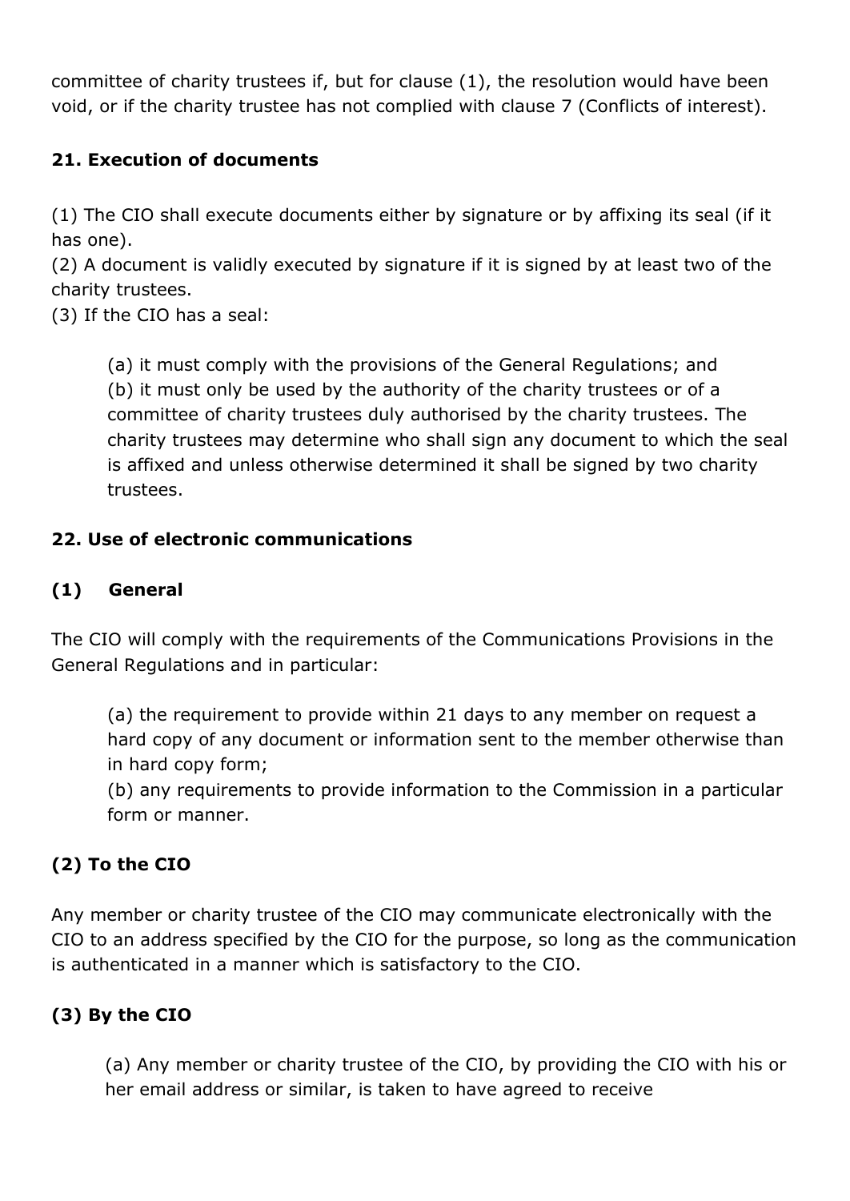committee of charity trustees if, but for clause (1), the resolution would have been void, or if the charity trustee has not complied with clause 7 (Conflicts of interest).

**21. Execution of documents**

(1) The CIO shall execute documents either by signature or by affixing its seal (if it has one).
(2) A document is validly executed by signature if it is signed by at least two of the charity trustees.
(3) If the CIO has a seal:

> (a) it must comply with the provisions of the General Regulations; and
> (b) it must only be used by the authority of the charity trustees or of a committee of charity trustees duly authorised by the charity trustees. The charity trustees may determine who shall sign any document to which the seal is affixed and unless otherwise determined it shall be signed by two charity trustees.

**22. Use of electronic communications**

**(1) General**

The CIO will comply with the requirements of the Communications Provisions in the General Regulations and in particular:

> (a) the requirement to provide within 21 days to any member on request a hard copy of any document or information sent to the member otherwise than in hard copy form;
> (b) any requirements to provide information to the Commission in a particular form or manner.

**(2) To the CIO**

Any member or charity trustee of the CIO may communicate electronically with the CIO to an address specified by the CIO for the purpose, so long as the communication is authenticated in a manner which is satisfactory to the CIO.

**(3) By the CIO**

> (a) Any member or charity trustee of the CIO, by providing the CIO with his or her email address or similar, is taken to have agreed to receive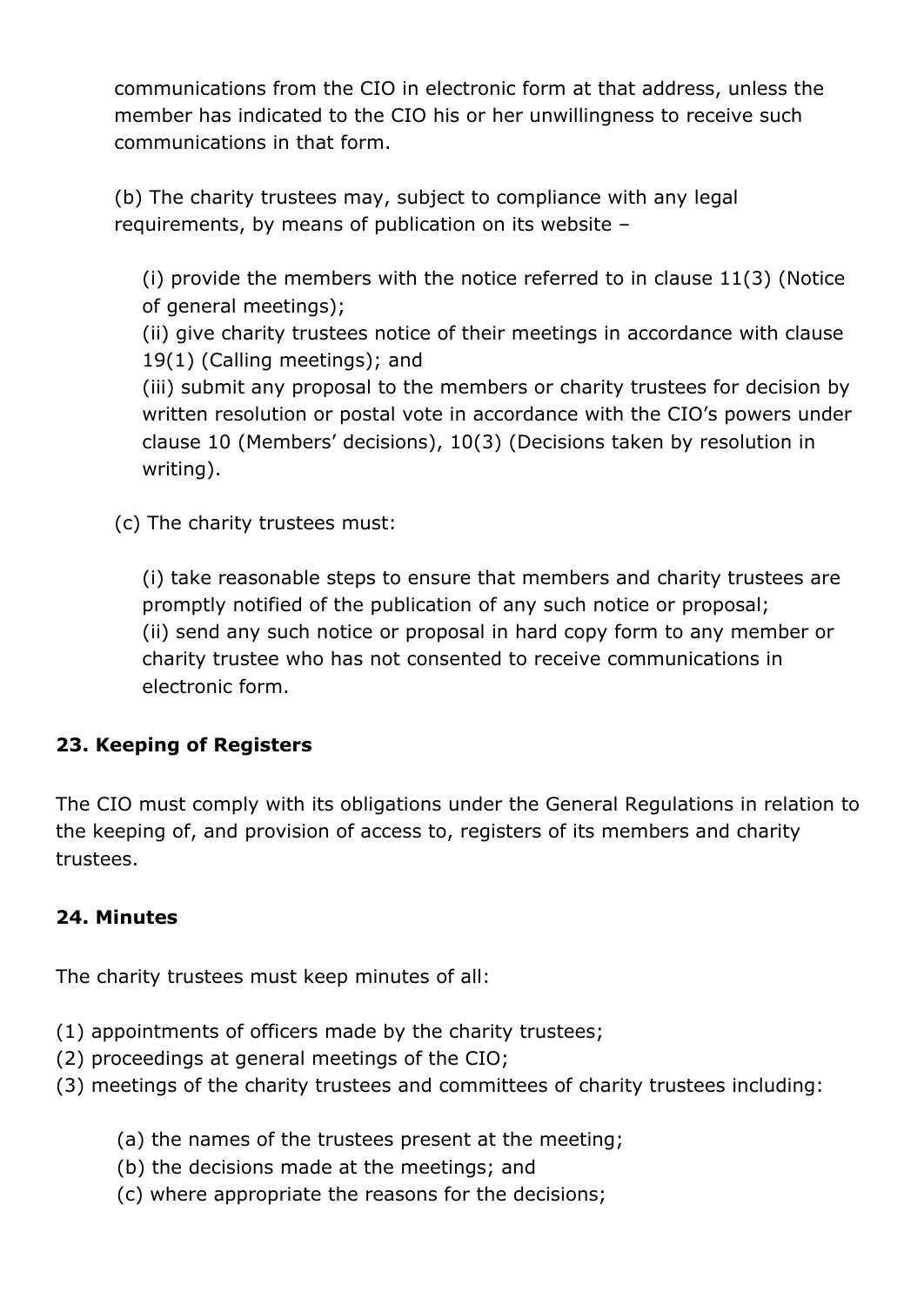communications from the CIO in electronic form at that address, unless the member has indicated to the CIO his or her unwillingness to receive such communications in that form.

(b) The charity trustees may, subject to compliance with any legal requirements, by means of publication on its website –

(i) provide the members with the notice referred to in clause 11(3) (Notice of general meetings);
(ii) give charity trustees notice of their meetings in accordance with clause 19(1) (Calling meetings); and
(iii) submit any proposal to the members or charity trustees for decision by written resolution or postal vote in accordance with the CIO's powers under clause 10 (Members' decisions), 10(3) (Decisions taken by resolution in writing).

(c) The charity trustees must:

(i) take reasonable steps to ensure that members and charity trustees are promptly notified of the publication of any such notice or proposal;
(ii) send any such notice or proposal in hard copy form to any member or charity trustee who has not consented to receive communications in electronic form.

### 23. Keeping of Registers

The CIO must comply with its obligations under the General Regulations in relation to the keeping of, and provision of access to, registers of its members and charity trustees.

### 24. Minutes

The charity trustees must keep minutes of all:

(1) appointments of officers made by the charity trustees;
(2) proceedings at general meetings of the CIO;
(3) meetings of the charity trustees and committees of charity trustees including:

(a) the names of the trustees present at the meeting;
(b) the decisions made at the meetings; and
(c) where appropriate the reasons for the decisions;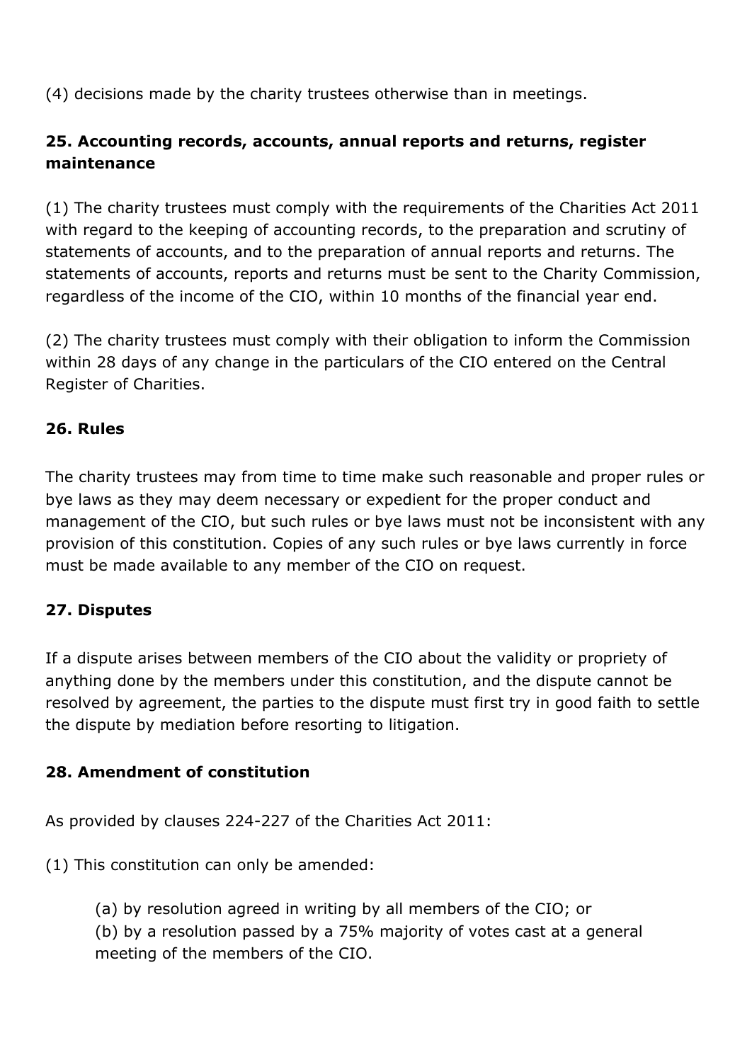(4) decisions made by the charity trustees otherwise than in meetings.

### 25. Accounting records, accounts, annual reports and returns, register maintenance

(1) The charity trustees must comply with the requirements of the Charities Act 2011 with regard to the keeping of accounting records, to the preparation and scrutiny of statements of accounts, and to the preparation of annual reports and returns. The statements of accounts, reports and returns must be sent to the Charity Commission, regardless of the income of the CIO, within 10 months of the financial year end.

(2) The charity trustees must comply with their obligation to inform the Commission within 28 days of any change in the particulars of the CIO entered on the Central Register of Charities.

### 26. Rules

The charity trustees may from time to time make such reasonable and proper rules or bye laws as they may deem necessary or expedient for the proper conduct and management of the CIO, but such rules or bye laws must not be inconsistent with any provision of this constitution. Copies of any such rules or bye laws currently in force must be made available to any member of the CIO on request.

### 27. Disputes

If a dispute arises between members of the CIO about the validity or propriety of anything done by the members under this constitution, and the dispute cannot be resolved by agreement, the parties to the dispute must first try in good faith to settle the dispute by mediation before resorting to litigation.

### 28. Amendment of constitution

As provided by clauses 224-227 of the Charities Act 2011:

(1) This constitution can only be amended:

> (a) by resolution agreed in writing by all members of the CIO; or
> (b) by a resolution passed by a 75% majority of votes cast at a general meeting of the members of the CIO.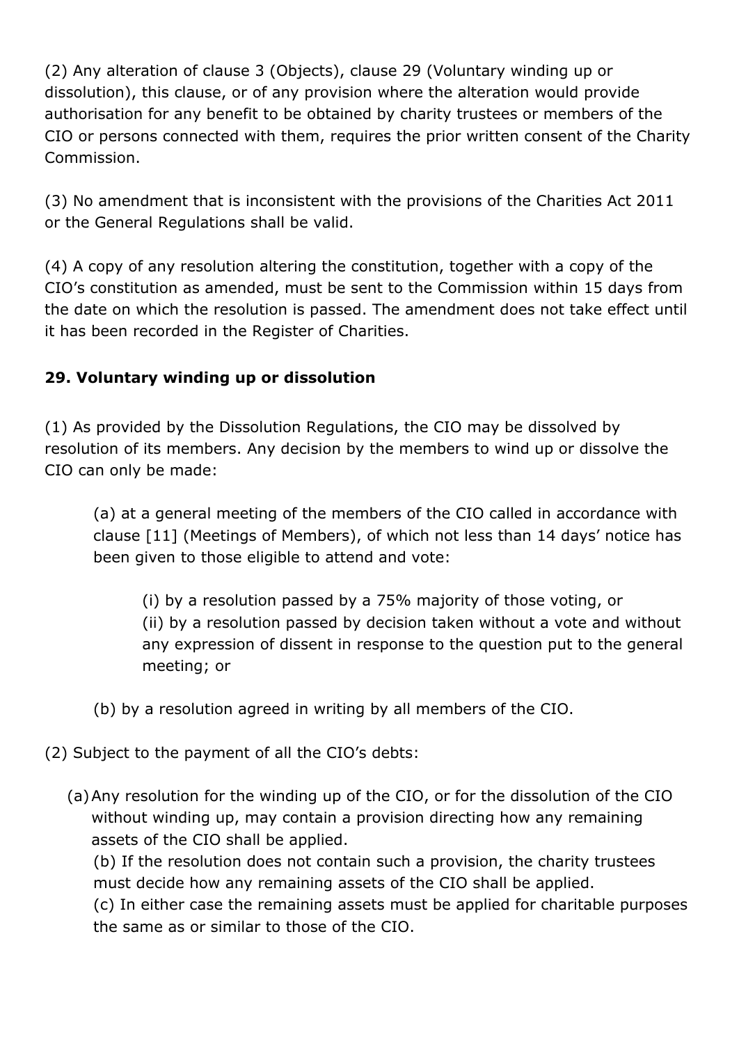(2) Any alteration of clause 3 (Objects), clause 29 (Voluntary winding up or dissolution), this clause, or of any provision where the alteration would provide authorisation for any benefit to be obtained by charity trustees or members of the CIO or persons connected with them, requires the prior written consent of the Charity Commission.

(3) No amendment that is inconsistent with the provisions of the Charities Act 2011 or the General Regulations shall be valid.

(4) A copy of any resolution altering the constitution, together with a copy of the CIO's constitution as amended, must be sent to the Commission within 15 days from the date on which the resolution is passed. The amendment does not take effect until it has been recorded in the Register of Charities.

**29. Voluntary winding up or dissolution**

(1) As provided by the Dissolution Regulations, the CIO may be dissolved by resolution of its members. Any decision by the members to wind up or dissolve the CIO can only be made:

> (a) at a general meeting of the members of the CIO called in accordance with clause [11] (Meetings of Members), of which not less than 14 days' notice has been given to those eligible to attend and vote:
>
> > (i) by a resolution passed by a 75% majority of those voting, or
> > (ii) by a resolution passed by decision taken without a vote and without any expression of dissent in response to the question put to the general meeting; or
>
> (b) by a resolution agreed in writing by all members of the CIO.

(2) Subject to the payment of all the CIO's debts:

> (a) Any resolution for the winding up of the CIO, or for the dissolution of the CIO without winding up, may contain a provision directing how any remaining assets of the CIO shall be applied.
> (b) If the resolution does not contain such a provision, the charity trustees must decide how any remaining assets of the CIO shall be applied.
> (c) In either case the remaining assets must be applied for charitable purposes the same as or similar to those of the CIO.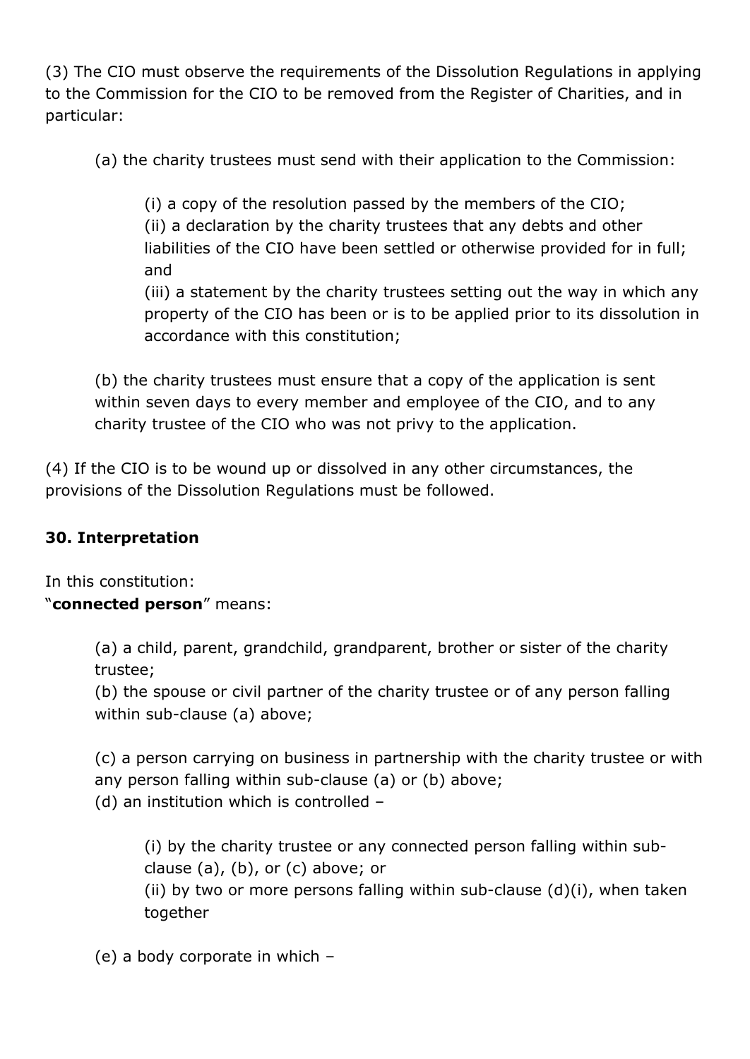(3) The CIO must observe the requirements of the Dissolution Regulations in applying to the Commission for the CIO to be removed from the Register of Charities, and in particular:

(a) the charity trustees must send with their application to the Commission:

(i) a copy of the resolution passed by the members of the CIO;
(ii) a declaration by the charity trustees that any debts and other liabilities of the CIO have been settled or otherwise provided for in full; and
(iii) a statement by the charity trustees setting out the way in which any property of the CIO has been or is to be applied prior to its dissolution in accordance with this constitution;

(b) the charity trustees must ensure that a copy of the application is sent within seven days to every member and employee of the CIO, and to any charity trustee of the CIO who was not privy to the application.

(4) If the CIO is to be wound up or dissolved in any other circumstances, the provisions of the Dissolution Regulations must be followed.

**30. Interpretation**

In this constitution:
"**connected person**" means:

(a) a child, parent, grandchild, grandparent, brother or sister of the charity trustee;
(b) the spouse or civil partner of the charity trustee or of any person falling within sub-clause (a) above;

(c) a person carrying on business in partnership with the charity trustee or with any person falling within sub-clause (a) or (b) above;
(d) an institution which is controlled –

(i) by the charity trustee or any connected person falling within sub-clause (a), (b), or (c) above; or
(ii) by two or more persons falling within sub-clause (d)(i), when taken together

(e) a body corporate in which –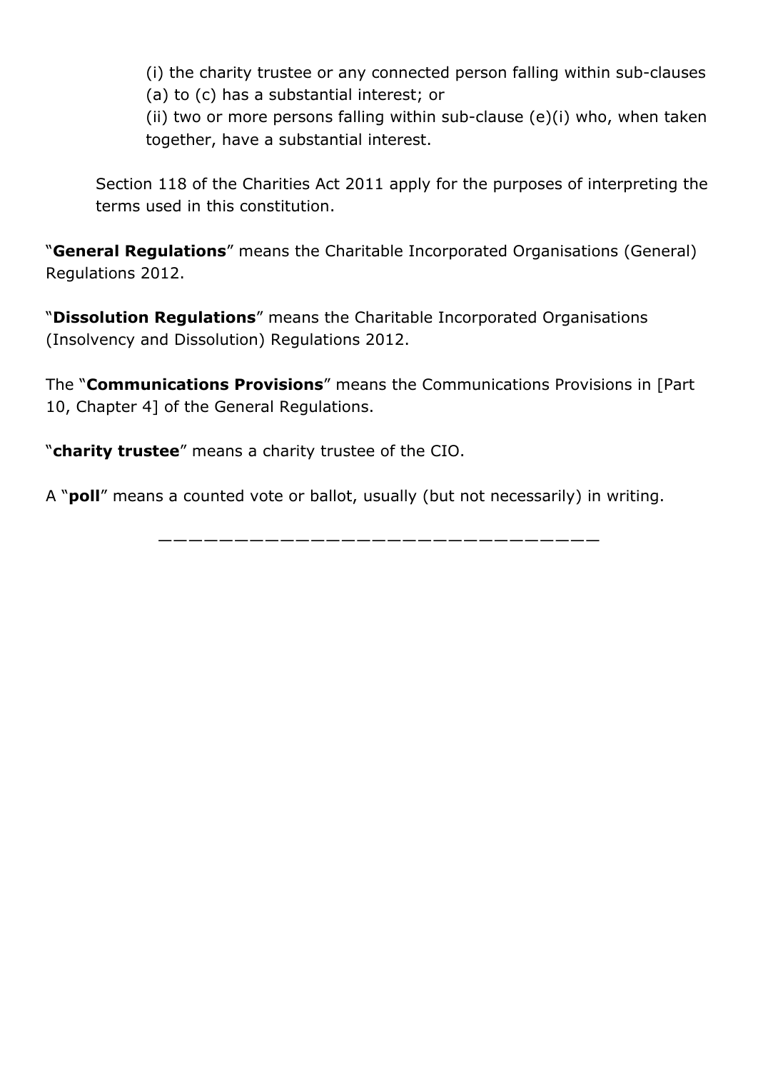(i) the charity trustee or any connected person falling within sub-clauses (a) to (c) has a substantial interest; or

(ii) two or more persons falling within sub-clause (e)(i) who, when taken together, have a substantial interest.

Section 118 of the Charities Act 2011 apply for the purposes of interpreting the terms used in this constitution.

"**General Regulations**" means the Charitable Incorporated Organisations (General) Regulations 2012.

"**Dissolution Regulations**" means the Charitable Incorporated Organisations (Insolvency and Dissolution) Regulations 2012.

The "**Communications Provisions**" means the Communications Provisions in [Part 10, Chapter 4] of the General Regulations.

"**charity trustee**" means a charity trustee of the CIO.

A "**poll**" means a counted vote or ballot, usually (but not necessarily) in writing.

———————————————————————————————